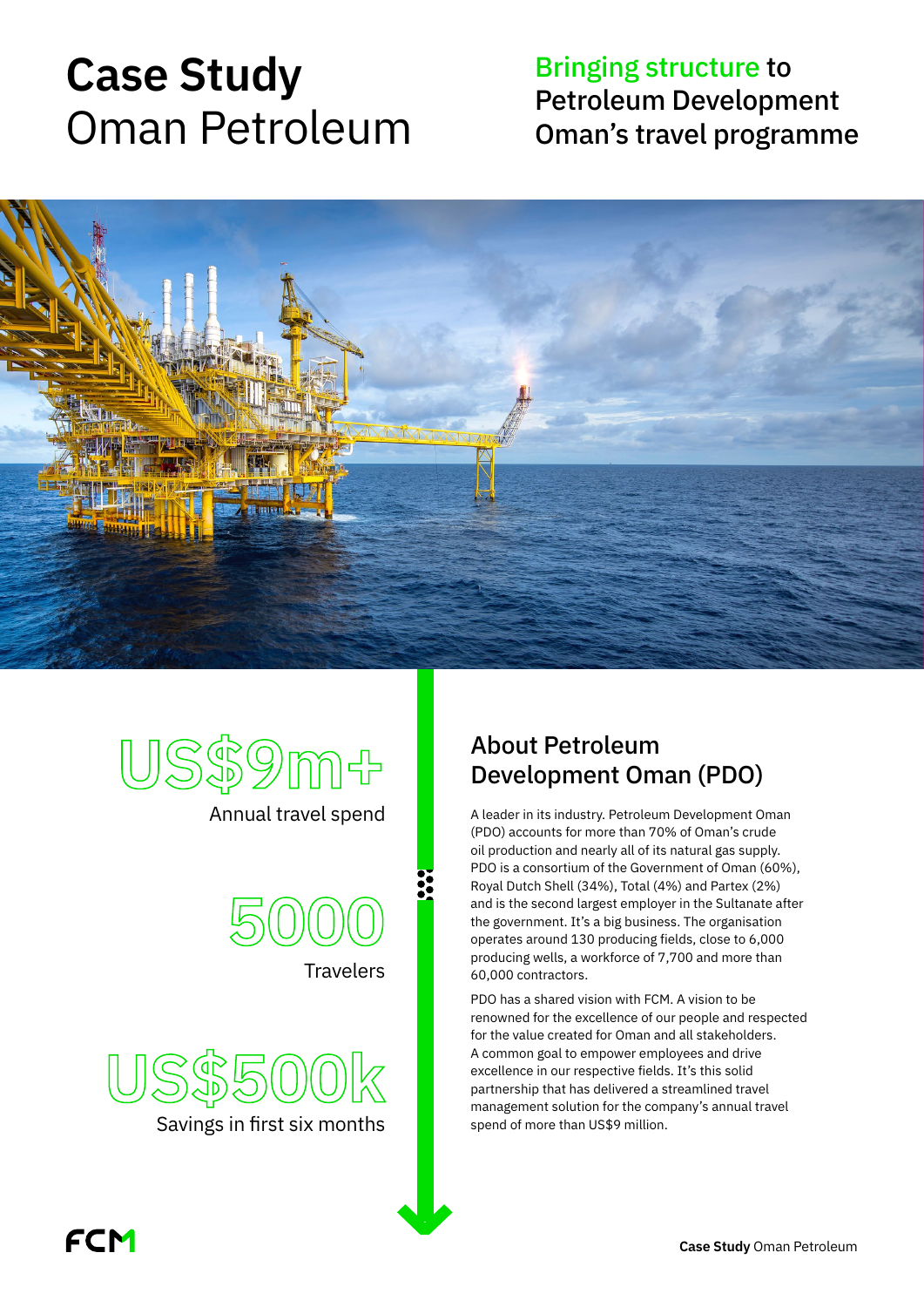# Case Study
# Oman Petroleum

## Bringing structure to Petroleum Development Oman's travel programme

**US$9m+**
Annual travel spend

**5000**
Travelers

**US$500k**
Savings in first six months

## About Petroleum Development Oman (PDO)

A leader in its industry. Petroleum Development Oman (PDO) accounts for more than 70% of Oman's crude oil production and nearly all of its natural gas supply. PDO is a consortium of the Government of Oman (60%), Royal Dutch Shell (34%), Total (4%) and Partex (2%) and is the second largest employer in the Sultanate after the government. It's a big business. The organisation operates around 130 producing fields, close to 6,000 producing wells, a workforce of 7,700 and more than 60,000 contractors.

PDO has a shared vision with FCM. A vision to be renowned for the excellence of our people and respected for the value created for Oman and all stakeholders. A common goal to empower employees and drive excellence in our respective fields. It's this solid partnership that has delivered a streamlined travel management solution for the company's annual travel spend of more than US$9 million.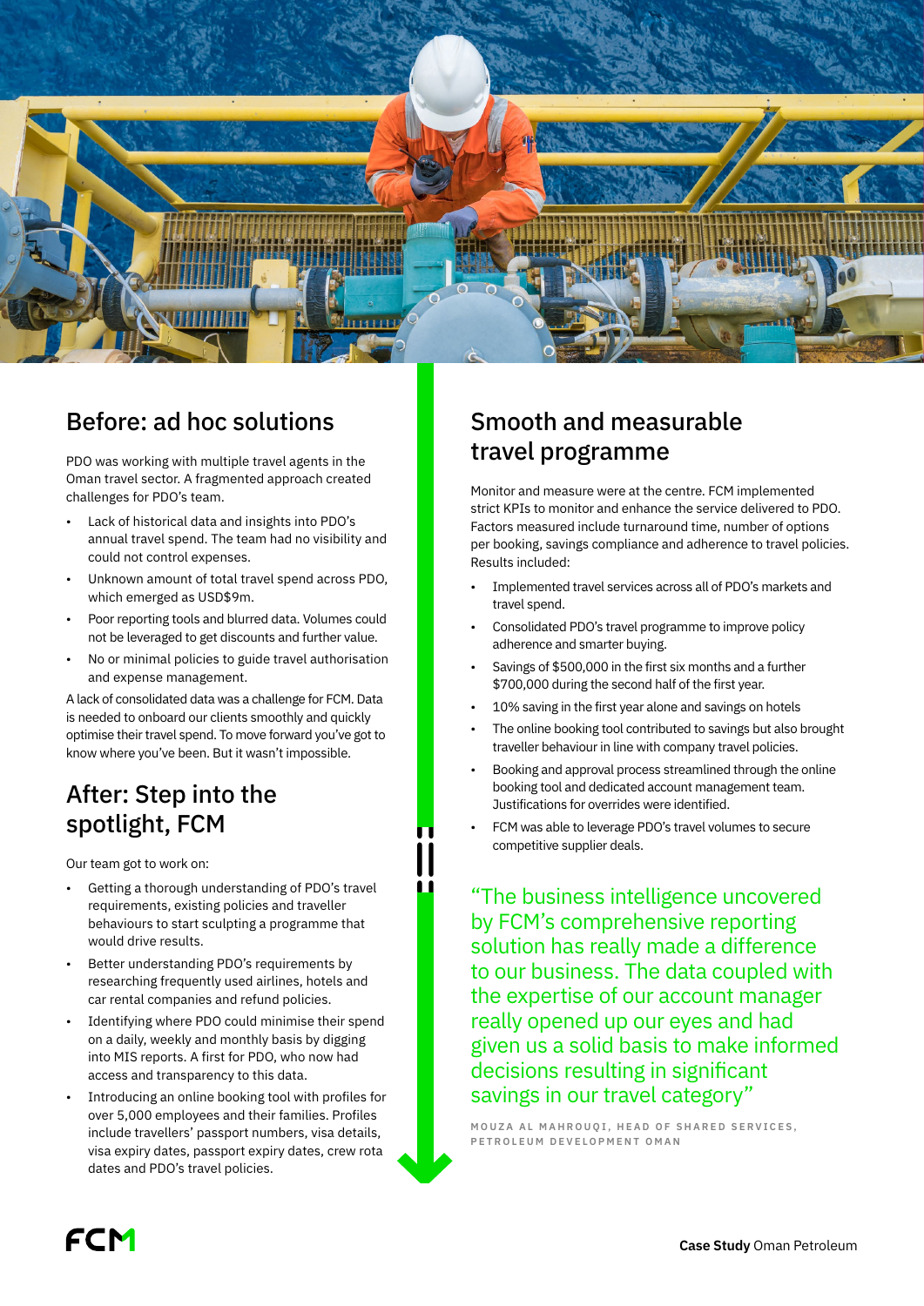## Before: ad hoc solutions

PDO was working with multiple travel agents in the Oman travel sector. A fragmented approach created challenges for PDO's team.

- Lack of historical data and insights into PDO's annual travel spend. The team had no visibility and could not control expenses.
- Unknown amount of total travel spend across PDO, which emerged as USD$9m.
- Poor reporting tools and blurred data. Volumes could not be leveraged to get discounts and further value.
- No or minimal policies to guide travel authorisation and expense management.

A lack of consolidated data was a challenge for FCM. Data is needed to onboard our clients smoothly and quickly optimise their travel spend. To move forward you've got to know where you've been. But it wasn't impossible.

## After: Step into the spotlight, FCM

Our team got to work on:

- Getting a thorough understanding of PDO's travel requirements, existing policies and traveller behaviours to start sculpting a programme that would drive results.
- Better understanding PDO's requirements by researching frequently used airlines, hotels and car rental companies and refund policies.
- Identifying where PDO could minimise their spend on a daily, weekly and monthly basis by digging into MIS reports. A first for PDO, who now had access and transparency to this data.
- Introducing an online booking tool with profiles for over 5,000 employees and their families. Profiles include travellers' passport numbers, visa details, visa expiry dates, passport expiry dates, crew rota dates and PDO's travel policies.

## Smooth and measurable travel programme

Monitor and measure were at the centre. FCM implemented strict KPIs to monitor and enhance the service delivered to PDO. Factors measured include turnaround time, number of options per booking, savings compliance and adherence to travel policies. Results included:

- Implemented travel services across all of PDO's markets and travel spend.
- Consolidated PDO's travel programme to improve policy adherence and smarter buying.
- Savings of $500,000 in the first six months and a further $700,000 during the second half of the first year.
- 10% saving in the first year alone and savings on hotels
- The online booking tool contributed to savings but also brought traveller behaviour in line with company travel policies.
- Booking and approval process streamlined through the online booking tool and dedicated account management team. Justifications for overrides were identified.
- FCM was able to leverage PDO's travel volumes to secure competitive supplier deals.

"The business intelligence uncovered by FCM's comprehensive reporting solution has really made a difference to our business. The data coupled with the expertise of our account manager really opened up our eyes and had given us a solid basis to make informed decisions resulting in significant savings in our travel category"

MOUZA AL MAHROUQI, HEAD OF SHARED SERVICES, PETROLEUM DEVELOPMENT OMAN